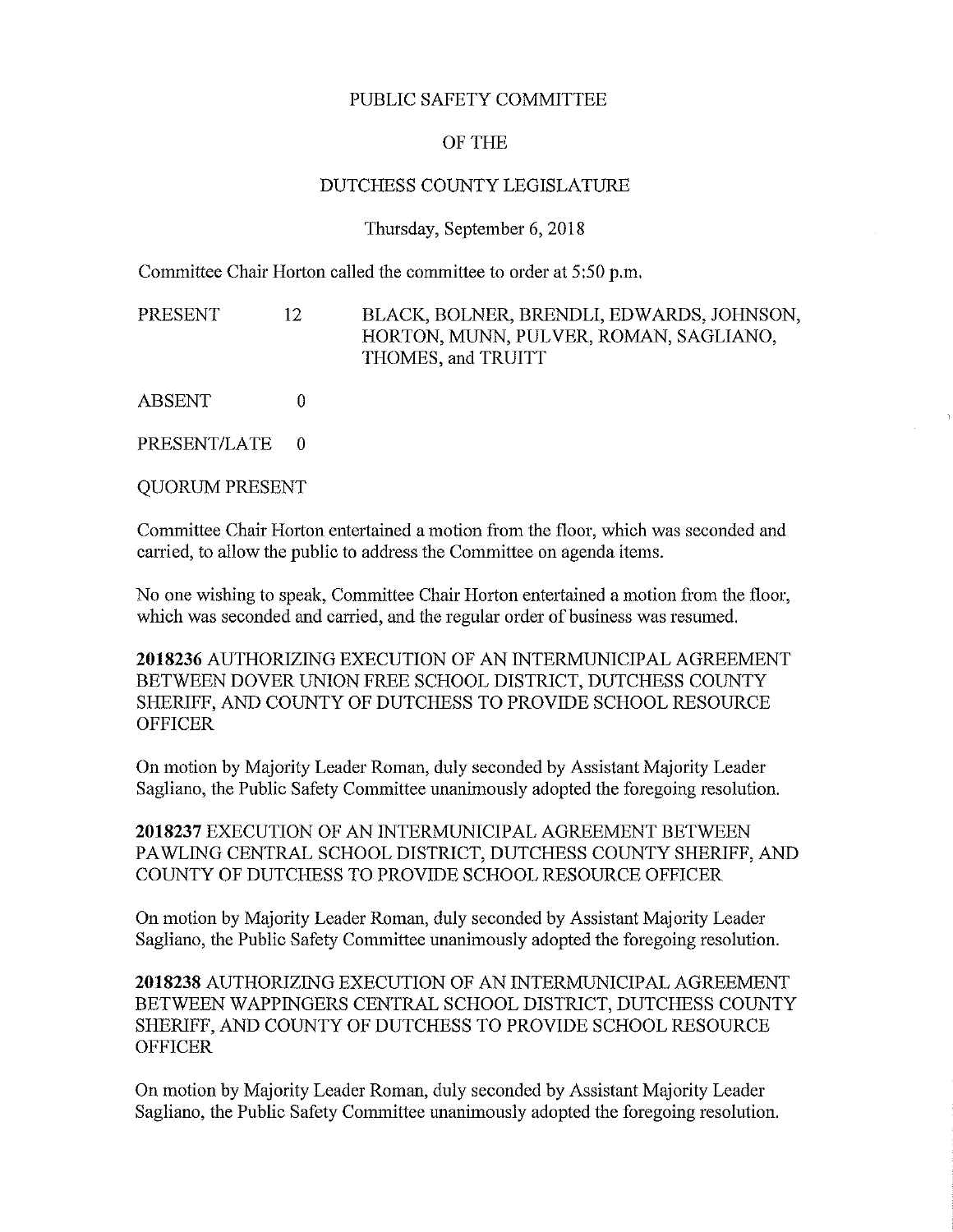# PUBLIC SAFETY COMMITTEE

# OF THE

# DUTCHESS COUNTY LEGISLATURE

Thursday, September 6, 2018

Committee Chair Horton called the committee to order at 5:50 p.m.

PRESENT 12 BLACK, BOLNER, BRENDLI, EDWARDS, JOHNSON, HORTON, MUNN, PULVER, ROMAN, SAGLIANO, THOMES, and TRUITT

ABSENT 0

PRESENT/LATE 0

QUORUM PRESENT

Committee Chair Horton entertained a motion from the floor, which was seconded and carried, to allow the public to address the Committee on agenda items.

No one wishing to speak, Committee Chair Horton entertained a motion from the floor, which was seconded and carried, and the regular order of business was resumed.

**2018236** AUTHORIZING EXECUTION OF AN INTERMUNICIPAL AGREEMENT BETWEEN DOVER UNION FREE SCHOOL DISTRICT, DUTCHESS COUNTY SHERIFF, AND COUNTY OF DUTCHESS TO PROVIDE SCHOOL RESOURCE OFFICER

On motion by Majority Leader Roman, duly seconded by Assistant Majority Leader Sagliano, the Public Safety Committee unanimously adopted the foregoing resolution.

**2018237** EXECUTION OF AN INTERMUNICIPAL AGREEMENT BETWEEN PAWLING CENTRAL SCHOOL DISTRICT, DUTCHESS COUNTY SHERIFF, AND COUNTY OF DUTCHESS TO PROVIDE SCHOOL RESOURCE OFFICER

On motion by Majority Leader Roman, duly seconded by Assistant Majority Leader Sagliano, the Public Safety Committee unanimously adopted the foregoing resolution.

**2018238** AUTHORIZING EXECUTION OF AN INTERMUNICIPAL AGREEMENT BETWEEN WAPPINGERS CENTRAL SCHOOL DISTRICT, DUTCHESS COUNTY SHERIFF, AND COUNTY OF DUTCHESS TO PROVIDE SCHOOL RESOURCE OFFICER

On motion by Majority Leader Roman, duly seconded by Assistant Majority Leader Sagliano, the Public Safety Committee unanimously adopted the foregoing resolution.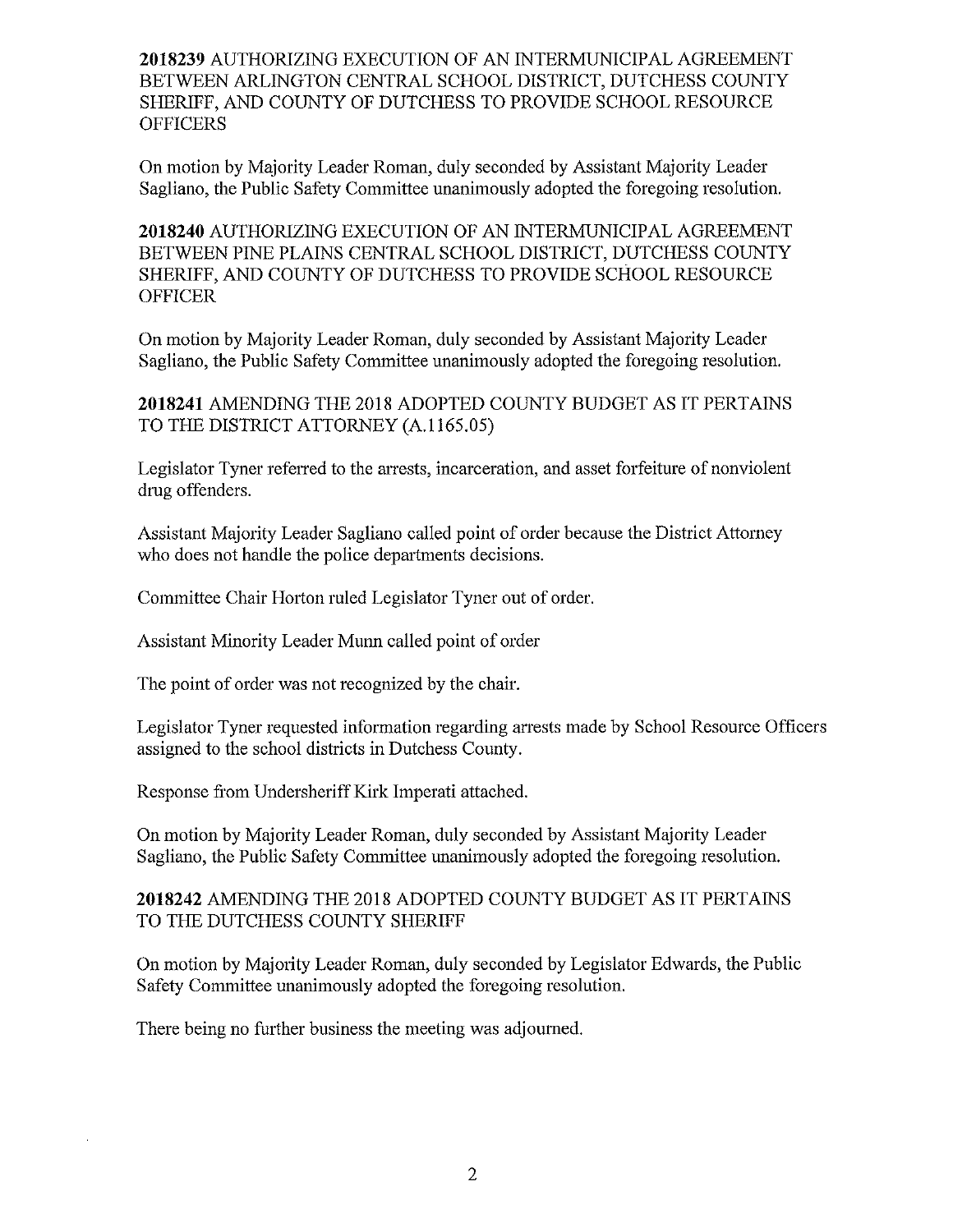**2018239** AUTHORIZING EXECUTION OF AN INTERMUNICIPAL AGREEMENT BETWEEN ARLINGTON CENTRAL SCHOOL DISTRICT, DUTCHESS COUNTY SHERIFF, AND COUNTY OF DUTCHESS TO PROVIDE SCHOOL RESOURCE OFFICERS

On motion by Majority Leader Roman, duly seconded by Assistant Majority Leader Sagliano, the Public Safety Committee unanimously adopted the foregoing resolution.

**2018240** AUTHORIZING EXECUTION OF AN INTERMUNICIPAL AGREEMENT BETWEEN PINE PLAINS CENTRAL SCHOOL DISTRICT, DUTCHESS COUNTY SHERIFF, AND COUNTY OF DUTCHESS TO PROVIDE SCHOOL RESOURCE OFFICER

On motion by Majority Leader Roman, duly seconded by Assistant Majority Leader Sagliano, the Public Safety Committee unanimously adopted the foregoing resolution.

**2018241** AMENDING THE 2018 ADOPTED COUNTY BUDGET AS IT PERTAINS TO THE DISTRICT ATTORNEY (A.1165.05)

Legislator Tyner referred to the arrests, incarceration, and asset forfeiture of nonviolent drug offenders.

Assistant Majority Leader Sagliano called point of order because the District Attorney who does not handle the police departments decisions.

Committee Chair Horton ruled Legislator Tyner out of order.

Assistant Minority Leader Munn called point of order

The point of order was not recognized by the chair.

Legislator Tyner requested information regarding arrests made by School Resource Officers assigned to the school districts in Dutchess County.

Response from Undersheriff Kirk Imperati attached.

On motion by Majority Leader Roman, duly seconded by Assistant Majority Leader Sagliano, the Public Safety Committee unanimously adopted the foregoing resolution.

**2018242** AMENDING THE 2018 ADOPTED COUNTY BUDGET AS IT PERTAINS TO THE DUTCHESS COUNTY SHERIFF

On motion by Majority Leader Roman, duly seconded by Legislator Edwards, the Public Safety Committee unanimously adopted the foregoing resolution.

There being no further business the meeting was adjourned.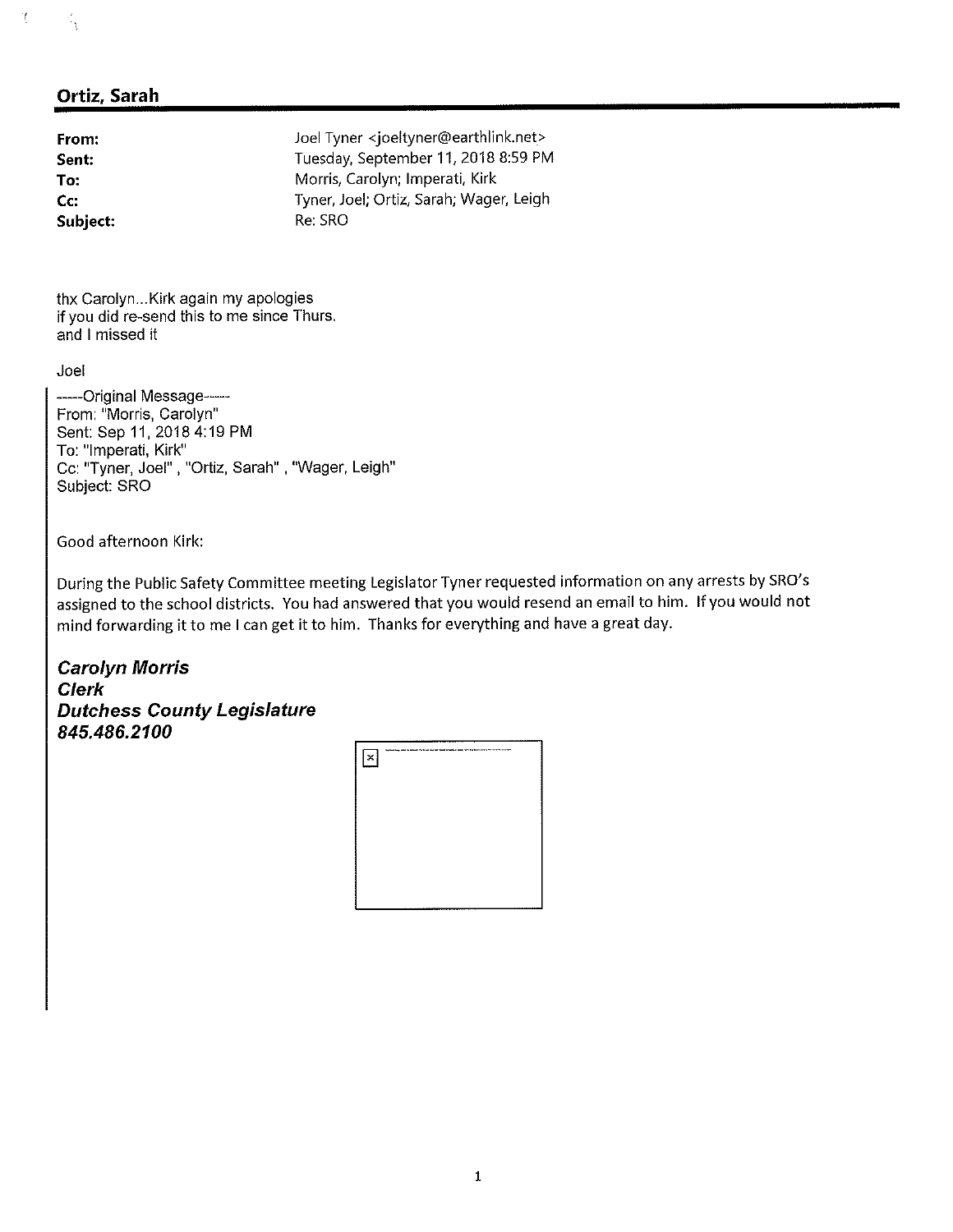## Ortiz, Sarah

| | |
|---|---|
| **From:** | Joel Tyner <joeltyner@earthlink.net> |
| **Sent:** | Tuesday, September 11, 2018 8:59 PM |
| **To:** | Morris, Carolyn; Imperati, Kirk |
| **Cc:** | Tyner, Joel; Ortiz, Sarah; Wager, Leigh |
| **Subject:** | Re: SRO |

thx Carolyn...Kirk again my apologies
if you did re-send this to me since Thurs.
and I missed it

Joel

-----Original Message-----
From: "Morris, Carolyn"
Sent: Sep 11, 2018 4:19 PM
To: "Imperati, Kirk"
Cc: "Tyner, Joel" , "Ortiz, Sarah" , "Wager, Leigh"
Subject: SRO

Good afternoon Kirk:

During the Public Safety Committee meeting Legislator Tyner requested information on any arrests by SRO's assigned to the school districts. You had answered that you would resend an email to him. If you would not mind forwarding it to me I can get it to him. Thanks for everything and have a great day.

***Carolyn Morris***
***Clerk***
***Dutchess County Legislature***
***845.486.2100***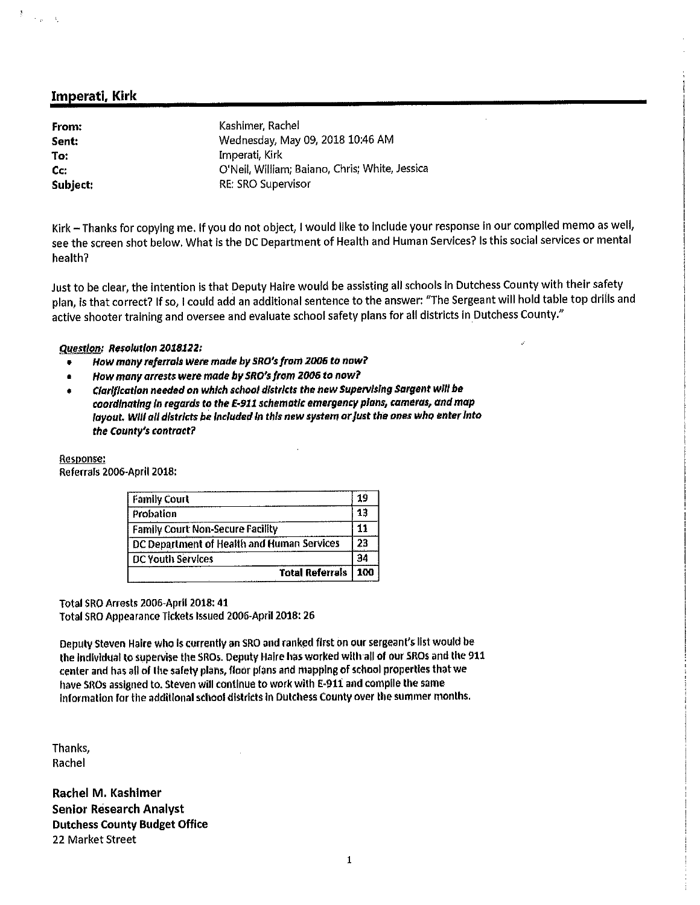## Imperati, Kirk

| | |
|---|---|
| **From:** | Kashimer, Rachel |
| **Sent:** | Wednesday, May 09, 2018 10:46 AM |
| **To:** | Imperati, Kirk |
| **Cc:** | O'Neil, William; Baiano, Chris; White, Jessica |
| **Subject:** | RE: SRO Supervisor |

Kirk – Thanks for copying me. If you do not object, I would like to include your response in our compiled memo as well, see the screen shot below. What is the DC Department of Health and Human Services? Is this social services or mental health?

Just to be clear, the intention is that Deputy Haire would be assisting all schools in Dutchess County with their safety plan, is that correct? If so, I could add an additional sentence to the answer: "The Sergeant will hold table top drills and active shooter training and oversee and evaluate school safety plans for all districts in Dutchess County."

***Question:* Resolution 2018122:**

- ***How many referrals were made by SRO's from 2006 to now?***
- ***How many arrests were made by SRO's from 2006 to now?***
- ***Clarification needed on which school districts the new Supervising Sargent will be coordinating in regards to the E-911 schematic emergency plans, cameras, and map layout. Will all districts be included in this new system or just the ones who enter into the County's contract?***

Response:
Referrals 2006-April 2018:

| | |
|---|---|
| Family Court | 19 |
| Probation | 13 |
| Family Court Non-Secure Facility | 11 |
| DC Department of Health and Human Services | 23 |
| DC Youth Services | 34 |
| **Total Referrals** | **100** |

Total SRO Arrests 2006-April 2018: 41
Total SRO Appearance Tickets Issued 2006-April 2018: 26

Deputy Steven Haire who is currently an SRO and ranked first on our sergeant's list would be the individual to supervise the SROs. Deputy Haire has worked with all of our SROs and the 911 center and has all of the safety plans, floor plans and mapping of school properties that we have SROs assigned to. Steven will continue to work with E-911 and compile the same information for the additional school districts in Dutchess County over the summer months.

Thanks,
Rachel

**Rachel M. Kashimer**
**Senior Research Analyst**
**Dutchess County Budget Office**
22 Market Street